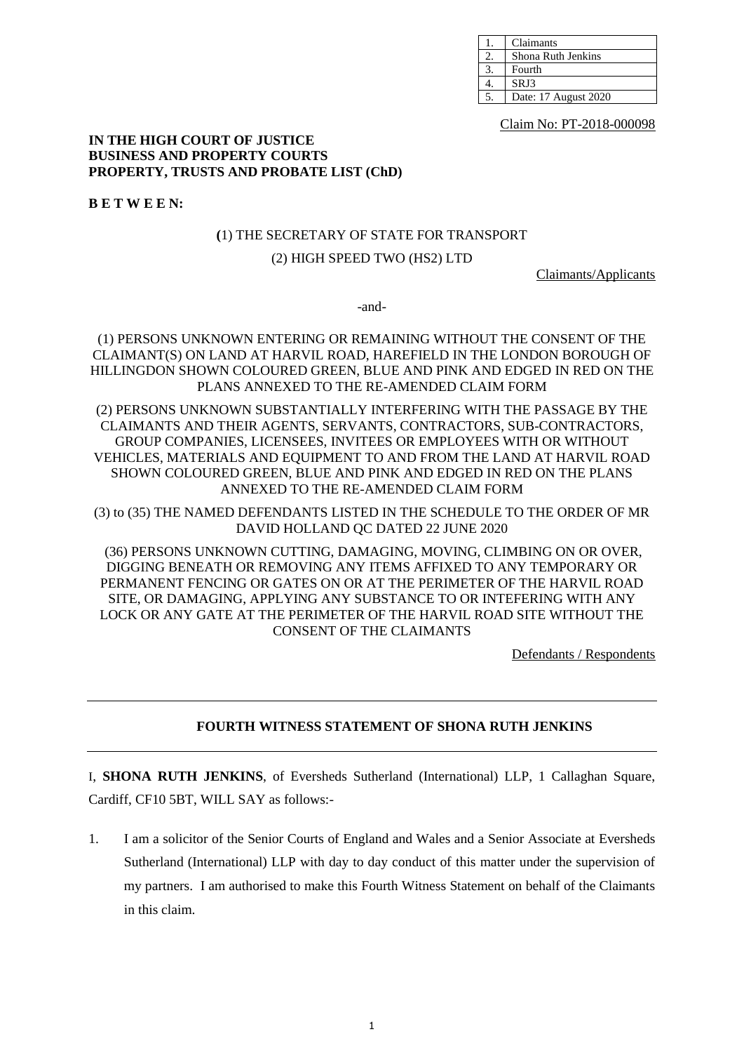| 1. | Claimants |
|---|---|
| 2. | Shona Ruth Jenkins |
| 3. | Fourth |
| 4. | SRJ3 |
| 5. | Date: 17 August 2020 |

Claim No: PT-2018-000098

**IN THE HIGH COURT OF JUSTICE**
**BUSINESS AND PROPERTY COURTS**
**PROPERTY, TRUSTS AND PROBATE LIST (ChD)**

**B E T W E E N:**

(1) THE SECRETARY OF STATE FOR TRANSPORT

(2) HIGH SPEED TWO (HS2) LTD

Claimants/Applicants

-and-

(1) PERSONS UNKNOWN ENTERING OR REMAINING WITHOUT THE CONSENT OF THE CLAIMANT(S) ON LAND AT HARVIL ROAD, HAREFIELD IN THE LONDON BOROUGH OF HILLINGDON SHOWN COLOURED GREEN, BLUE AND PINK AND EDGED IN RED ON THE PLANS ANNEXED TO THE RE-AMENDED CLAIM FORM

(2) PERSONS UNKNOWN SUBSTANTIALLY INTERFERING WITH THE PASSAGE BY THE CLAIMANTS AND THEIR AGENTS, SERVANTS, CONTRACTORS, SUB-CONTRACTORS, GROUP COMPANIES, LICENSEES, INVITEES OR EMPLOYEES WITH OR WITHOUT VEHICLES, MATERIALS AND EQUIPMENT TO AND FROM THE LAND AT HARVIL ROAD SHOWN COLOURED GREEN, BLUE AND PINK AND EDGED IN RED ON THE PLANS ANNEXED TO THE RE-AMENDED CLAIM FORM

(3) to (35) THE NAMED DEFENDANTS LISTED IN THE SCHEDULE TO THE ORDER OF MR DAVID HOLLAND QC DATED 22 JUNE 2020

(36) PERSONS UNKNOWN CUTTING, DAMAGING, MOVING, CLIMBING ON OR OVER, DIGGING BENEATH OR REMOVING ANY ITEMS AFFIXED TO ANY TEMPORARY OR PERMANENT FENCING OR GATES ON OR AT THE PERIMETER OF THE HARVIL ROAD SITE, OR DAMAGING, APPLYING ANY SUBSTANCE TO OR INTEFERING WITH ANY LOCK OR ANY GATE AT THE PERIMETER OF THE HARVIL ROAD SITE WITHOUT THE CONSENT OF THE CLAIMANTS

Defendants / Respondents

---

**FOURTH WITNESS STATEMENT OF SHONA RUTH JENKINS**

---

I, **SHONA RUTH JENKINS**, of Eversheds Sutherland (International) LLP, 1 Callaghan Square, Cardiff, CF10 5BT, WILL SAY as follows:-

1. I am a solicitor of the Senior Courts of England and Wales and a Senior Associate at Eversheds Sutherland (International) LLP with day to day conduct of this matter under the supervision of my partners. I am authorised to make this Fourth Witness Statement on behalf of the Claimants in this claim.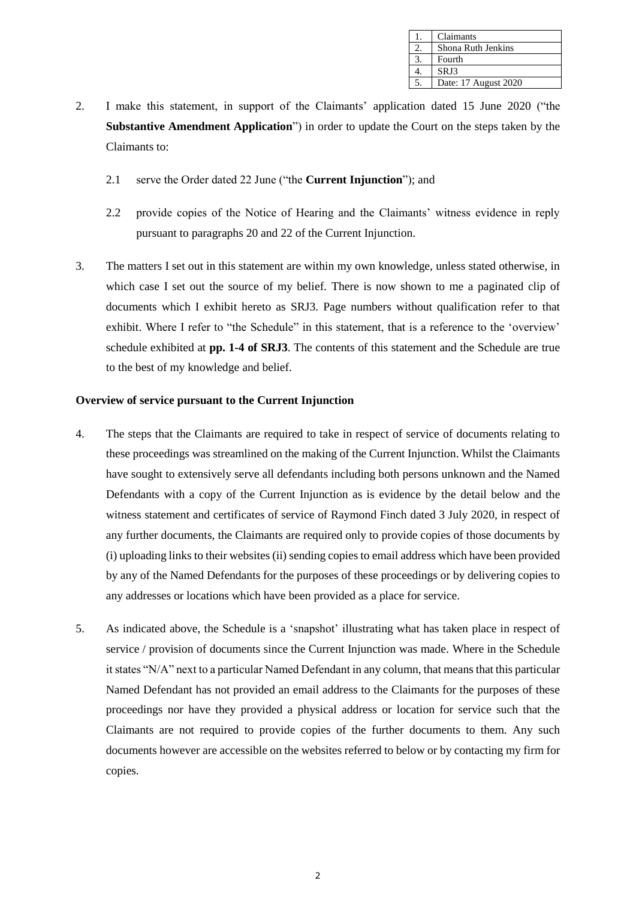| 1. | Claimants |
|---|---|
| 2. | Shona Ruth Jenkins |
| 3. | Fourth |
| 4. | SRJ3 |
| 5. | Date: 17 August 2020 |

2. I make this statement, in support of the Claimants' application dated 15 June 2020 ("the **Substantive Amendment Application**") in order to update the Court on the steps taken by the Claimants to:

   2.1 serve the Order dated 22 June ("the **Current Injunction**"); and

   2.2 provide copies of the Notice of Hearing and the Claimants' witness evidence in reply pursuant to paragraphs 20 and 22 of the Current Injunction.

3. The matters I set out in this statement are within my own knowledge, unless stated otherwise, in which case I set out the source of my belief. There is now shown to me a paginated clip of documents which I exhibit hereto as SRJ3. Page numbers without qualification refer to that exhibit. Where I refer to "the Schedule" in this statement, that is a reference to the 'overview' schedule exhibited at **pp. 1-4 of SRJ3**. The contents of this statement and the Schedule are true to the best of my knowledge and belief.

**Overview of service pursuant to the Current Injunction**

4. The steps that the Claimants are required to take in respect of service of documents relating to these proceedings was streamlined on the making of the Current Injunction. Whilst the Claimants have sought to extensively serve all defendants including both persons unknown and the Named Defendants with a copy of the Current Injunction as is evidence by the detail below and the witness statement and certificates of service of Raymond Finch dated 3 July 2020, in respect of any further documents, the Claimants are required only to provide copies of those documents by (i) uploading links to their websites (ii) sending copies to email address which have been provided by any of the Named Defendants for the purposes of these proceedings or by delivering copies to any addresses or locations which have been provided as a place for service.

5. As indicated above, the Schedule is a 'snapshot' illustrating what has taken place in respect of service / provision of documents since the Current Injunction was made. Where in the Schedule it states "N/A" next to a particular Named Defendant in any column, that means that this particular Named Defendant has not provided an email address to the Claimants for the purposes of these proceedings nor have they provided a physical address or location for service such that the Claimants are not required to provide copies of the further documents to them. Any such documents however are accessible on the websites referred to below or by contacting my firm for copies.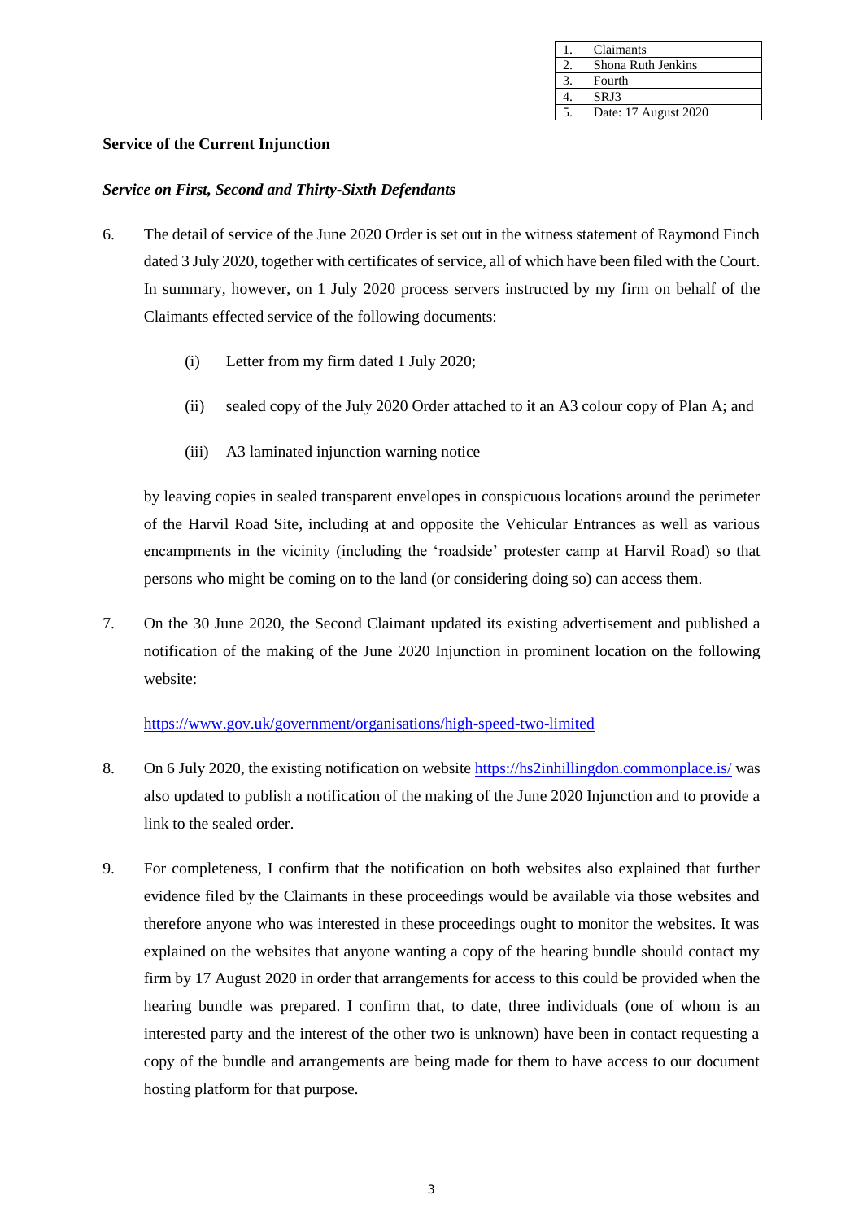| 1. | Claimants |
|---|---|
| 2. | Shona Ruth Jenkins |
| 3. | Fourth |
| 4. | SRJ3 |
| 5. | Date: 17 August 2020 |

**Service of the Current Injunction**

***Service on First, Second and Thirty-Sixth Defendants***

6. The detail of service of the June 2020 Order is set out in the witness statement of Raymond Finch dated 3 July 2020, together with certificates of service, all of which have been filed with the Court. In summary, however, on 1 July 2020 process servers instructed by my firm on behalf of the Claimants effected service of the following documents:

   (i) Letter from my firm dated 1 July 2020;

   (ii) sealed copy of the July 2020 Order attached to it an A3 colour copy of Plan A; and

   (iii) A3 laminated injunction warning notice

   by leaving copies in sealed transparent envelopes in conspicuous locations around the perimeter of the Harvil Road Site, including at and opposite the Vehicular Entrances as well as various encampments in the vicinity (including the 'roadside' protester camp at Harvil Road) so that persons who might be coming on to the land (or considering doing so) can access them.

7. On the 30 June 2020, the Second Claimant updated its existing advertisement and published a notification of the making of the June 2020 Injunction in prominent location on the following website:

   https://www.gov.uk/government/organisations/high-speed-two-limited

8. On 6 July 2020, the existing notification on website https://hs2inhillingdon.commonplace.is/ was also updated to publish a notification of the making of the June 2020 Injunction and to provide a link to the sealed order.

9. For completeness, I confirm that the notification on both websites also explained that further evidence filed by the Claimants in these proceedings would be available via those websites and therefore anyone who was interested in these proceedings ought to monitor the websites. It was explained on the websites that anyone wanting a copy of the hearing bundle should contact my firm by 17 August 2020 in order that arrangements for access to this could be provided when the hearing bundle was prepared. I confirm that, to date, three individuals (one of whom is an interested party and the interest of the other two is unknown) have been in contact requesting a copy of the bundle and arrangements are being made for them to have access to our document hosting platform for that purpose.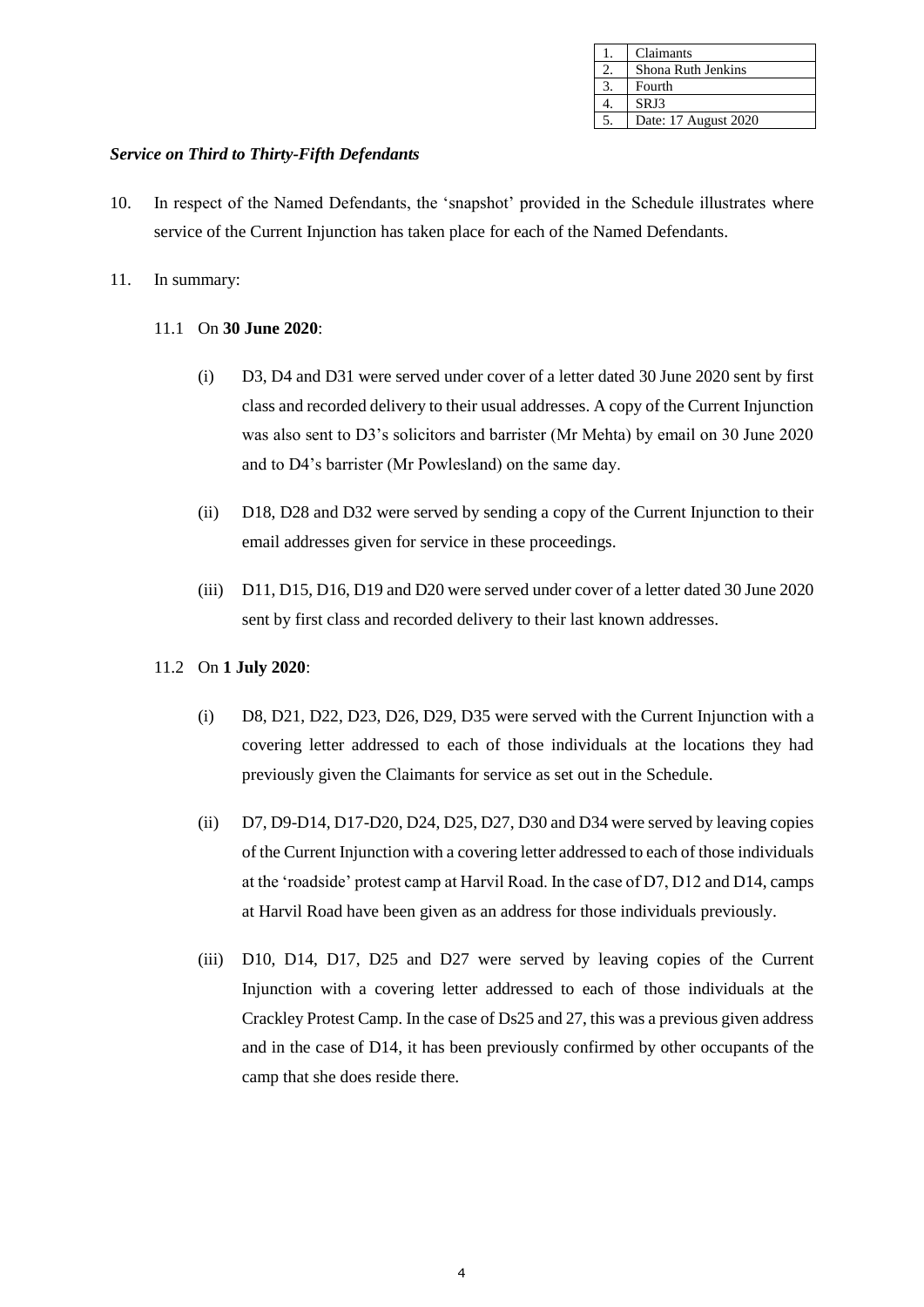| 1. | Claimants |
| --- | --- |
| 2. | Shona Ruth Jenkins |
| 3. | Fourth |
| 4. | SRJ3 |
| 5. | Date: 17 August 2020 |

***Service on Third to Thirty-Fifth Defendants***

10. In respect of the Named Defendants, the 'snapshot' provided in the Schedule illustrates where service of the Current Injunction has taken place for each of the Named Defendants.

11. In summary:

11.1 On **30 June 2020**:

(i) D3, D4 and D31 were served under cover of a letter dated 30 June 2020 sent by first class and recorded delivery to their usual addresses. A copy of the Current Injunction was also sent to D3's solicitors and barrister (Mr Mehta) by email on 30 June 2020 and to D4's barrister (Mr Powlesland) on the same day.

(ii) D18, D28 and D32 were served by sending a copy of the Current Injunction to their email addresses given for service in these proceedings.

(iii) D11, D15, D16, D19 and D20 were served under cover of a letter dated 30 June 2020 sent by first class and recorded delivery to their last known addresses.

11.2 On **1 July 2020**:

(i) D8, D21, D22, D23, D26, D29, D35 were served with the Current Injunction with a covering letter addressed to each of those individuals at the locations they had previously given the Claimants for service as set out in the Schedule.

(ii) D7, D9-D14, D17-D20, D24, D25, D27, D30 and D34 were served by leaving copies of the Current Injunction with a covering letter addressed to each of those individuals at the 'roadside' protest camp at Harvil Road. In the case of D7, D12 and D14, camps at Harvil Road have been given as an address for those individuals previously.

(iii) D10, D14, D17, D25 and D27 were served by leaving copies of the Current Injunction with a covering letter addressed to each of those individuals at the Crackley Protest Camp. In the case of Ds25 and 27, this was a previous given address and in the case of D14, it has been previously confirmed by other occupants of the camp that she does reside there.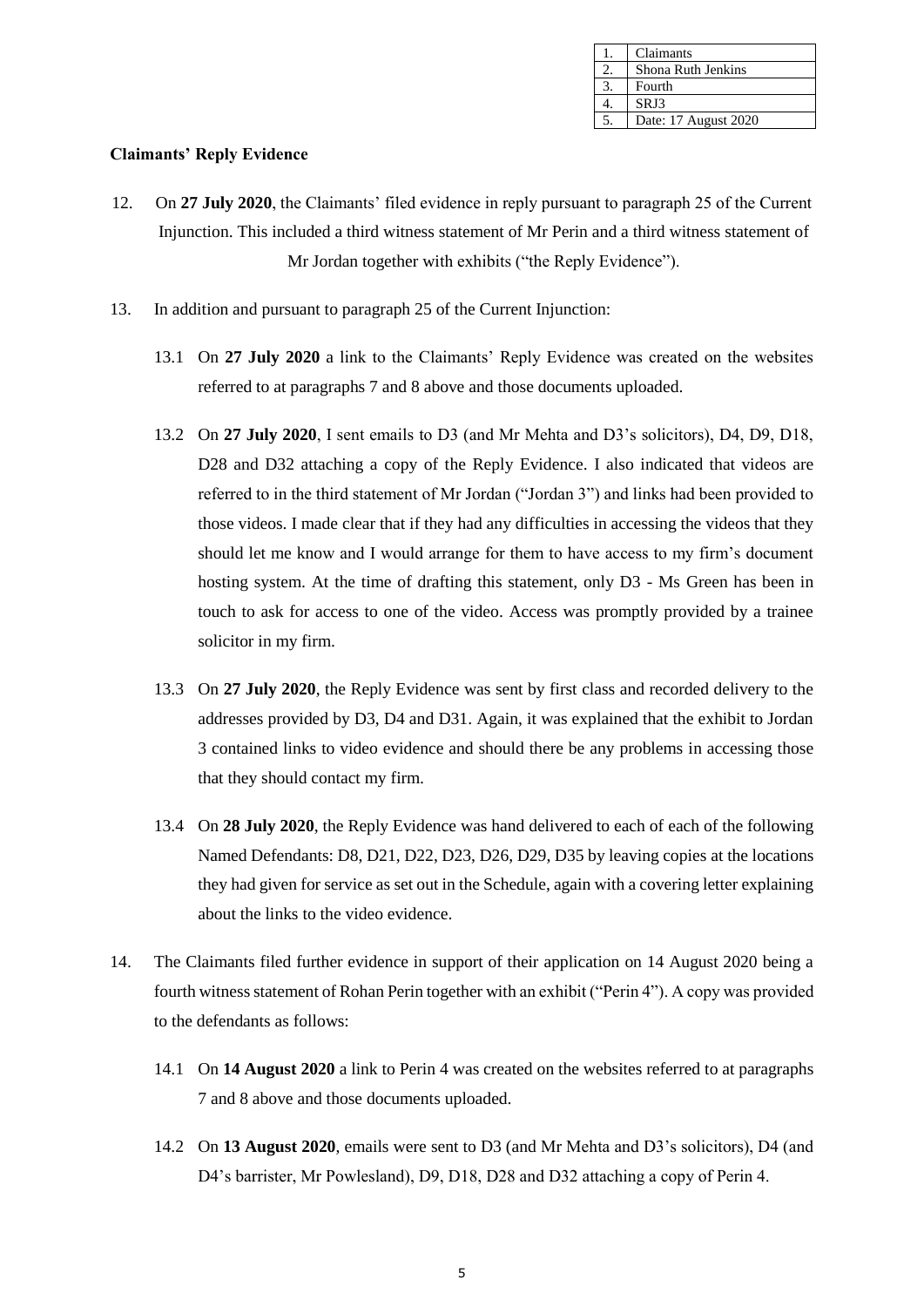| 1. | Claimants |
|---|---|
| 2. | Shona Ruth Jenkins |
| 3. | Fourth |
| 4. | SRJ3 |
| 5. | Date: 17 August 2020 |

**Claimants' Reply Evidence**

12. On **27 July 2020**, the Claimants' filed evidence in reply pursuant to paragraph 25 of the Current Injunction. This included a third witness statement of Mr Perin and a third witness statement of Mr Jordan together with exhibits ("the Reply Evidence").

13. In addition and pursuant to paragraph 25 of the Current Injunction:

    13.1 On **27 July 2020** a link to the Claimants' Reply Evidence was created on the websites referred to at paragraphs 7 and 8 above and those documents uploaded.

    13.2 On **27 July 2020**, I sent emails to D3 (and Mr Mehta and D3's solicitors), D4, D9, D18, D28 and D32 attaching a copy of the Reply Evidence. I also indicated that videos are referred to in the third statement of Mr Jordan ("Jordan 3") and links had been provided to those videos. I made clear that if they had any difficulties in accessing the videos that they should let me know and I would arrange for them to have access to my firm's document hosting system. At the time of drafting this statement, only D3 - Ms Green has been in touch to ask for access to one of the video. Access was promptly provided by a trainee solicitor in my firm.

    13.3 On **27 July 2020**, the Reply Evidence was sent by first class and recorded delivery to the addresses provided by D3, D4 and D31. Again, it was explained that the exhibit to Jordan 3 contained links to video evidence and should there be any problems in accessing those that they should contact my firm.

    13.4 On **28 July 2020**, the Reply Evidence was hand delivered to each of each of the following Named Defendants: D8, D21, D22, D23, D26, D29, D35 by leaving copies at the locations they had given for service as set out in the Schedule, again with a covering letter explaining about the links to the video evidence.

14. The Claimants filed further evidence in support of their application on 14 August 2020 being a fourth witness statement of Rohan Perin together with an exhibit ("Perin 4"). A copy was provided to the defendants as follows:

    14.1 On **14 August 2020** a link to Perin 4 was created on the websites referred to at paragraphs 7 and 8 above and those documents uploaded.

    14.2 On **13 August 2020**, emails were sent to D3 (and Mr Mehta and D3's solicitors), D4 (and D4's barrister, Mr Powlesland), D9, D18, D28 and D32 attaching a copy of Perin 4.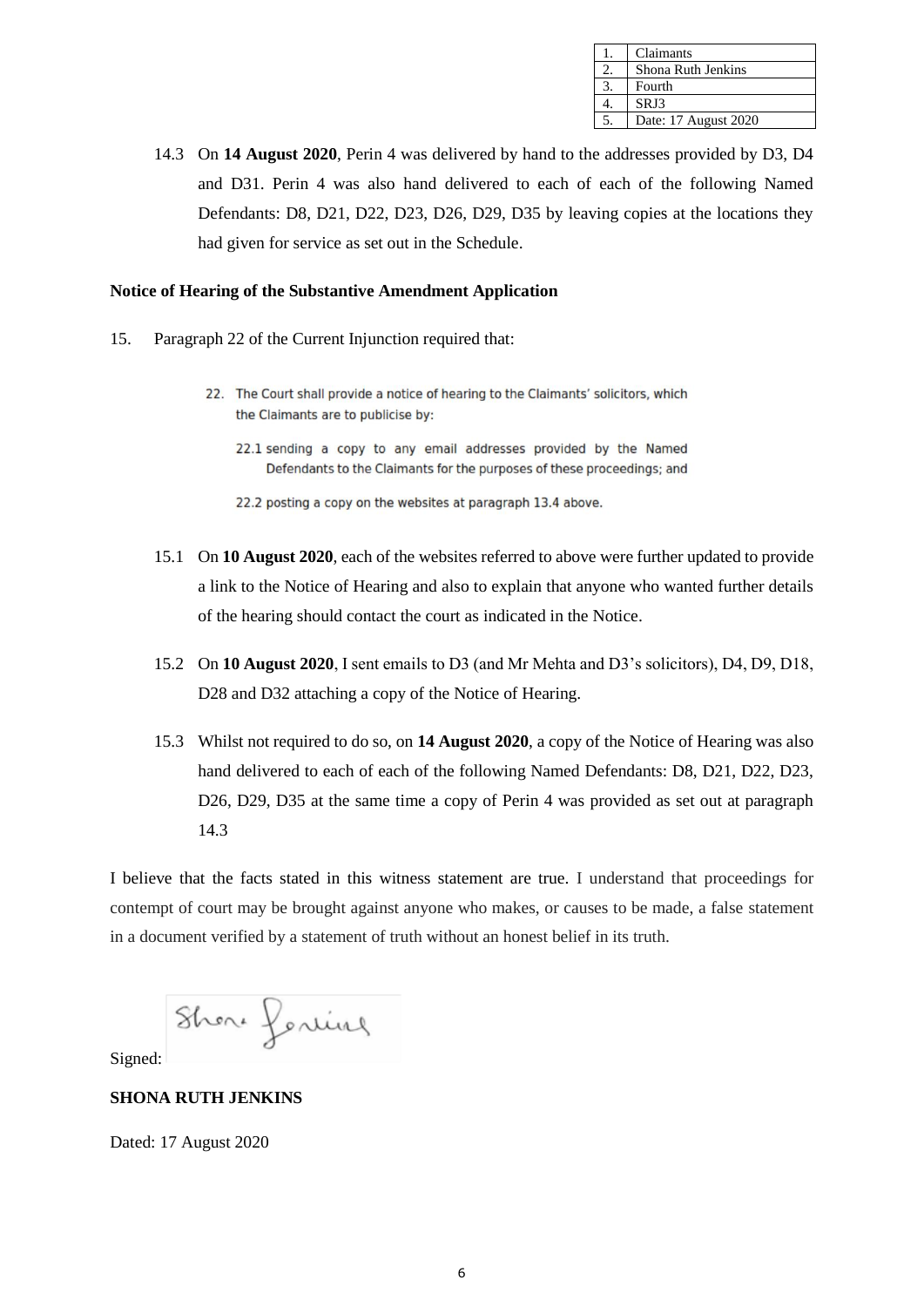| | |
|---|---|
| 1. | Claimants |
| 2. | Shona Ruth Jenkins |
| 3. | Fourth |
| 4. | SRJ3 |
| 5. | Date: 17 August 2020 |

14.3 On **14 August 2020**, Perin 4 was delivered by hand to the addresses provided by D3, D4 and D31. Perin 4 was also hand delivered to each of each of the following Named Defendants: D8, D21, D22, D23, D26, D29, D35 by leaving copies at the locations they had given for service as set out in the Schedule.

**Notice of Hearing of the Substantive Amendment Application**

15. Paragraph 22 of the Current Injunction required that:

> 22. The Court shall provide a notice of hearing to the Claimants' solicitors, which the Claimants are to publicise by:
>
> 22.1 sending a copy to any email addresses provided by the Named Defendants to the Claimants for the purposes of these proceedings; and
>
> 22.2 posting a copy on the websites at paragraph 13.4 above.

15.1 On **10 August 2020**, each of the websites referred to above were further updated to provide a link to the Notice of Hearing and also to explain that anyone who wanted further details of the hearing should contact the court as indicated in the Notice.

15.2 On **10 August 2020**, I sent emails to D3 (and Mr Mehta and D3's solicitors), D4, D9, D18, D28 and D32 attaching a copy of the Notice of Hearing.

15.3 Whilst not required to do so, on **14 August 2020**, a copy of the Notice of Hearing was also hand delivered to each of each of the following Named Defendants: D8, D21, D22, D23, D26, D29, D35 at the same time a copy of Perin 4 was provided as set out at paragraph 14.3

I believe that the facts stated in this witness statement are true. I understand that proceedings for contempt of court may be brought against anyone who makes, or causes to be made, a false statement in a document verified by a statement of truth without an honest belief in its truth.

Signed: Shona Jenkins

**SHONA RUTH JENKINS**

Dated: 17 August 2020